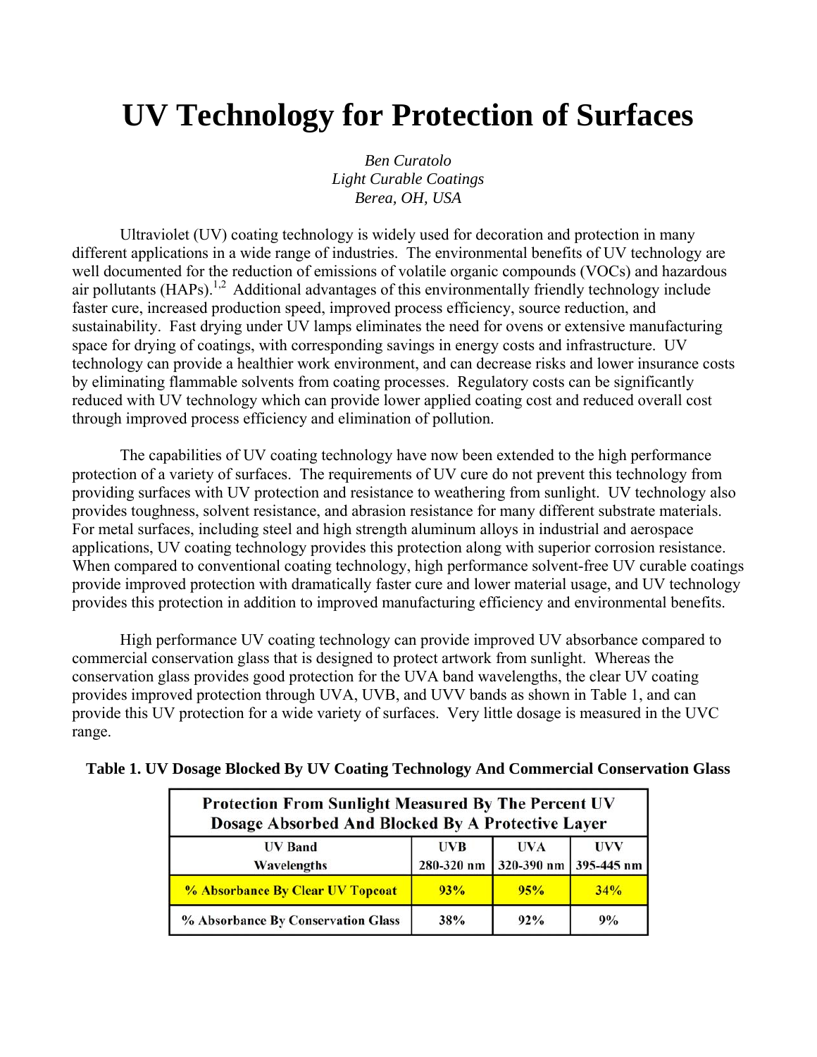# UV Technology for Protection of Surfaces

*Ben Curatolo*
*Light Curable Coatings*
*Berea, OH, USA*

Ultraviolet (UV) coating technology is widely used for decoration and protection in many different applications in a wide range of industries. The environmental benefits of UV technology are well documented for the reduction of emissions of volatile organic compounds (VOCs) and hazardous air pollutants (HAPs).[1,2] Additional advantages of this environmentally friendly technology include faster cure, increased production speed, improved process efficiency, source reduction, and sustainability. Fast drying under UV lamps eliminates the need for ovens or extensive manufacturing space for drying of coatings, with corresponding savings in energy costs and infrastructure. UV technology can provide a healthier work environment, and can decrease risks and lower insurance costs by eliminating flammable solvents from coating processes. Regulatory costs can be significantly reduced with UV technology which can provide lower applied coating cost and reduced overall cost through improved process efficiency and elimination of pollution.

The capabilities of UV coating technology have now been extended to the high performance protection of a variety of surfaces. The requirements of UV cure do not prevent this technology from providing surfaces with UV protection and resistance to weathering from sunlight. UV technology also provides toughness, solvent resistance, and abrasion resistance for many different substrate materials. For metal surfaces, including steel and high strength aluminum alloys in industrial and aerospace applications, UV coating technology provides this protection along with superior corrosion resistance. When compared to conventional coating technology, high performance solvent-free UV curable coatings provide improved protection with dramatically faster cure and lower material usage, and UV technology provides this protection in addition to improved manufacturing efficiency and environmental benefits.

High performance UV coating technology can provide improved UV absorbance compared to commercial conservation glass that is designed to protect artwork from sunlight. Whereas the conservation glass provides good protection for the UVA band wavelengths, the clear UV coating provides improved protection through UVA, UVB, and UVV bands as shown in Table 1, and can provide this UV protection for a wide variety of surfaces. Very little dosage is measured in the UVC range.

**Table 1. UV Dosage Blocked By UV Coating Technology And Commercial Conservation Glass**

| Protection From Sunlight Measured By The Percent UV Dosage Absorbed And Blocked By A Protective Layer | | | |
|---|---|---|---|
| **UV Band Wavelengths** | **UVB 280-320 nm** | **UVA 320-390 nm** | **UVV 395-445 nm** |
| **% Absorbance By Clear UV Topcoat** | **93%** | **95%** | **34%** |
| **% Absorbance By Conservation Glass** | **38%** | **92%** | **9%** |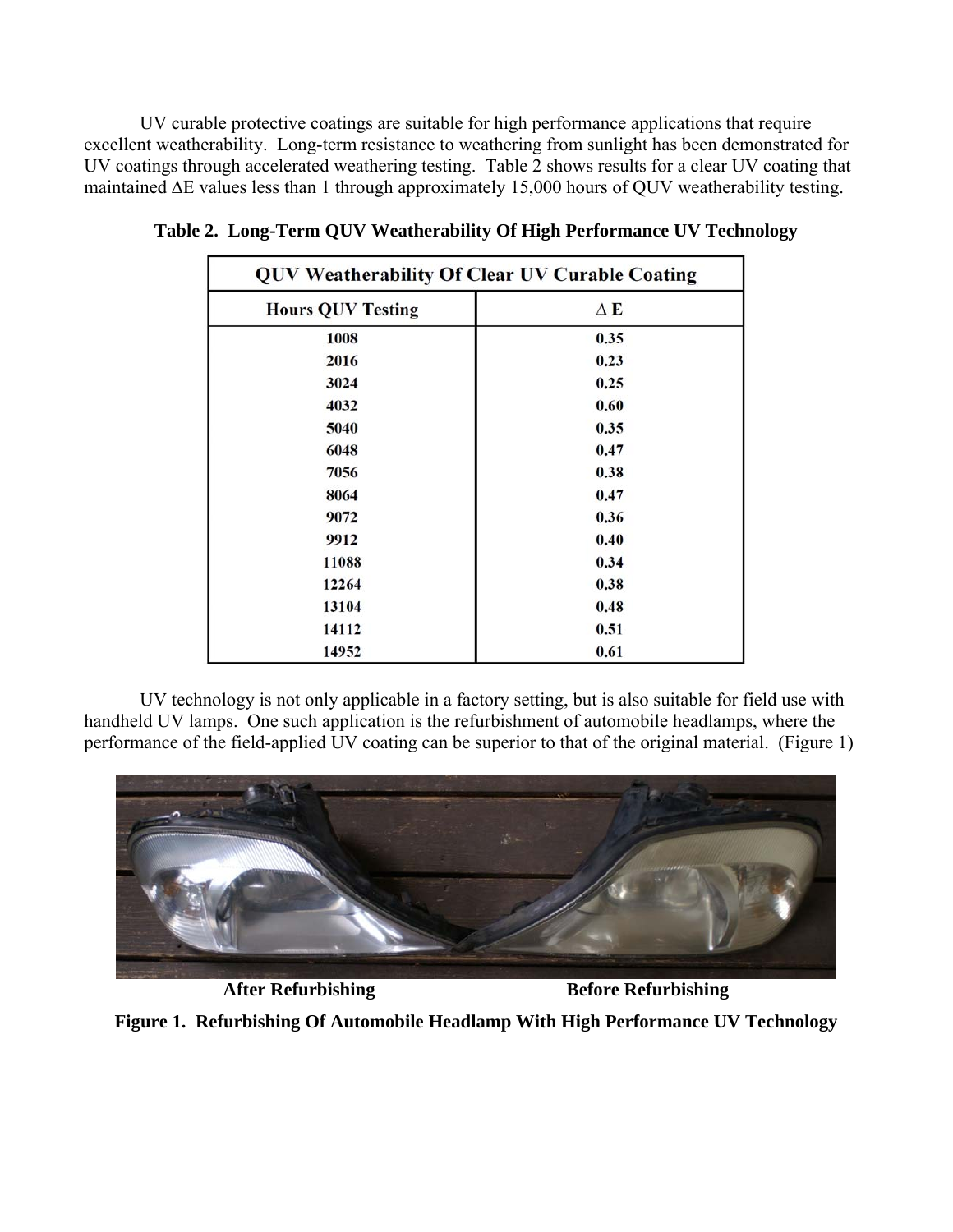UV curable protective coatings are suitable for high performance applications that require excellent weatherability. Long-term resistance to weathering from sunlight has been demonstrated for UV coatings through accelerated weathering testing. Table 2 shows results for a clear UV coating that maintained ΔE values less than 1 through approximately 15,000 hours of QUV weatherability testing.

**Table 2. Long-Term QUV Weatherability Of High Performance UV Technology**

| QUV Weatherability Of Clear UV Curable Coating | |
|---|---|
| **Hours QUV Testing** | **Δ E** |
| 1008 | 0.35 |
| 2016 | 0.23 |
| 3024 | 0.25 |
| 4032 | 0.60 |
| 5040 | 0.35 |
| 6048 | 0.47 |
| 7056 | 0.38 |
| 8064 | 0.47 |
| 9072 | 0.36 |
| 9912 | 0.40 |
| 11088 | 0.34 |
| 12264 | 0.38 |
| 13104 | 0.48 |
| 14112 | 0.51 |
| 14952 | 0.61 |

UV technology is not only applicable in a factory setting, but is also suitable for field use with handheld UV lamps. One such application is the refurbishment of automobile headlamps, where the performance of the field-applied UV coating can be superior to that of the original material. (Figure 1)

**After Refurbishing** **Before Refurbishing**

**Figure 1. Refurbishing Of Automobile Headlamp With High Performance UV Technology**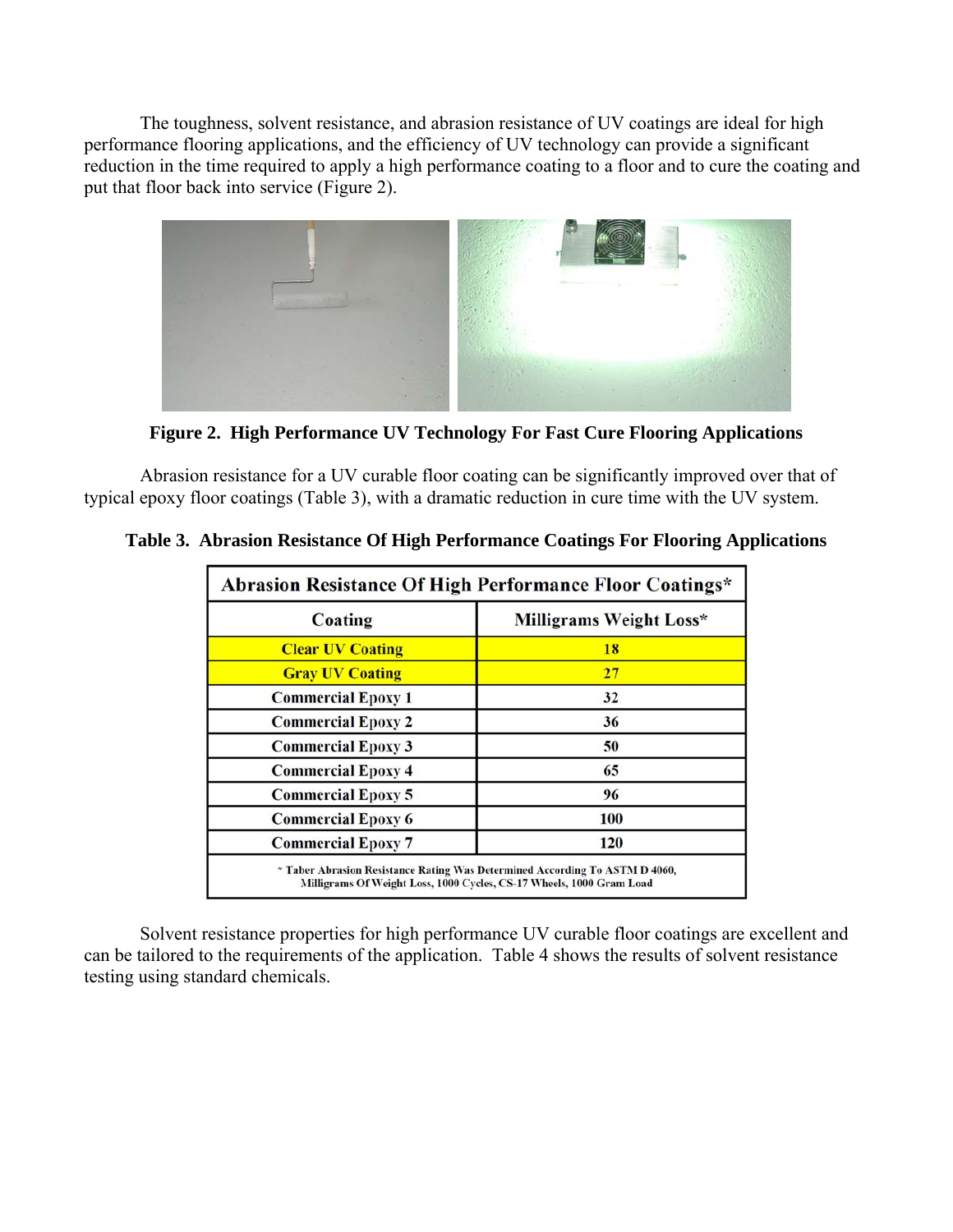The toughness, solvent resistance, and abrasion resistance of UV coatings are ideal for high performance flooring applications, and the efficiency of UV technology can provide a significant reduction in the time required to apply a high performance coating to a floor and to cure the coating and put that floor back into service (Figure 2).

**Figure 2. High Performance UV Technology For Fast Cure Flooring Applications**

Abrasion resistance for a UV curable floor coating can be significantly improved over that of typical epoxy floor coatings (Table 3), with a dramatic reduction in cure time with the UV system.

**Table 3. Abrasion Resistance Of High Performance Coatings For Flooring Applications**

| Abrasion Resistance Of High Performance Floor Coatings* | |
|---|---|
| **Coating** | **Milligrams Weight Loss*** |
| Clear UV Coating | 18 |
| Gray UV Coating | 27 |
| Commercial Epoxy 1 | 32 |
| Commercial Epoxy 2 | 36 |
| Commercial Epoxy 3 | 50 |
| Commercial Epoxy 4 | 65 |
| Commercial Epoxy 5 | 96 |
| Commercial Epoxy 6 | 100 |
| Commercial Epoxy 7 | 120 |
| * Taber Abrasion Resistance Rating Was Determined According To ASTM D 4060, Milligrams Of Weight Loss, 1000 Cycles, CS-17 Wheels, 1000 Gram Load | |

Solvent resistance properties for high performance UV curable floor coatings are excellent and can be tailored to the requirements of the application. Table 4 shows the results of solvent resistance testing using standard chemicals.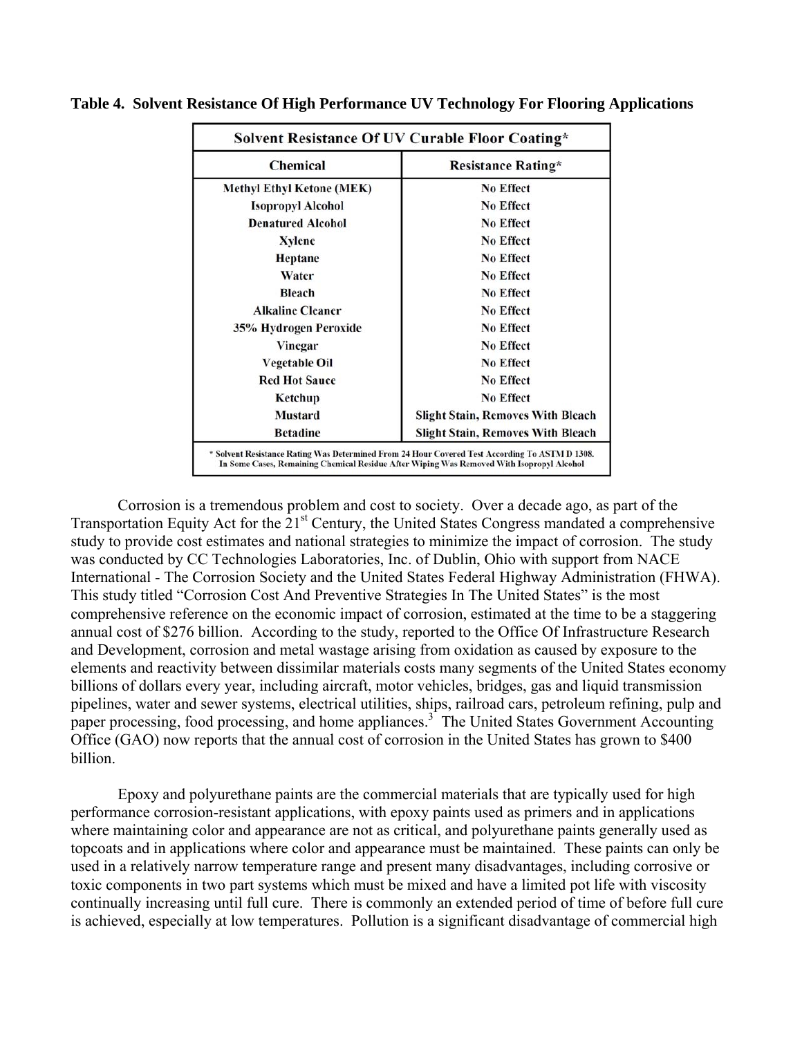**Table 4. Solvent Resistance Of High Performance UV Technology For Flooring Applications**

| Solvent Resistance Of UV Curable Floor Coating* | |
|---|---|
| **Chemical** | **Resistance Rating*** |
| Methyl Ethyl Ketone (MEK) | No Effect |
| Isopropyl Alcohol | No Effect |
| Denatured Alcohol | No Effect |
| Xylene | No Effect |
| Heptane | No Effect |
| Water | No Effect |
| Bleach | No Effect |
| Alkaline Cleaner | No Effect |
| 35% Hydrogen Peroxide | No Effect |
| Vinegar | No Effect |
| Vegetable Oil | No Effect |
| Red Hot Sauce | No Effect |
| Ketchup | No Effect |
| Mustard | Slight Stain, Removes With Bleach |
| Betadine | Slight Stain, Removes With Bleach |

\* Solvent Resistance Rating Was Determined From 24 Hour Covered Test According To ASTM D 1308. In Some Cases, Remaining Chemical Residue After Wiping Was Removed With Isopropyl Alcohol

Corrosion is a tremendous problem and cost to society. Over a decade ago, as part of the Transportation Equity Act for the 21st Century, the United States Congress mandated a comprehensive study to provide cost estimates and national strategies to minimize the impact of corrosion. The study was conducted by CC Technologies Laboratories, Inc. of Dublin, Ohio with support from NACE International - The Corrosion Society and the United States Federal Highway Administration (FHWA). This study titled "Corrosion Cost And Preventive Strategies In The United States" is the most comprehensive reference on the economic impact of corrosion, estimated at the time to be a staggering annual cost of $276 billion. According to the study, reported to the Office Of Infrastructure Research and Development, corrosion and metal wastage arising from oxidation as caused by exposure to the elements and reactivity between dissimilar materials costs many segments of the United States economy billions of dollars every year, including aircraft, motor vehicles, bridges, gas and liquid transmission pipelines, water and sewer systems, electrical utilities, ships, railroad cars, petroleum refining, pulp and paper processing, food processing, and home appliances.[3] The United States Government Accounting Office (GAO) now reports that the annual cost of corrosion in the United States has grown to $400 billion.

Epoxy and polyurethane paints are the commercial materials that are typically used for high performance corrosion-resistant applications, with epoxy paints used as primers and in applications where maintaining color and appearance are not as critical, and polyurethane paints generally used as topcoats and in applications where color and appearance must be maintained. These paints can only be used in a relatively narrow temperature range and present many disadvantages, including corrosive or toxic components in two part systems which must be mixed and have a limited pot life with viscosity continually increasing until full cure. There is commonly an extended period of time of before full cure is achieved, especially at low temperatures. Pollution is a significant disadvantage of commercial high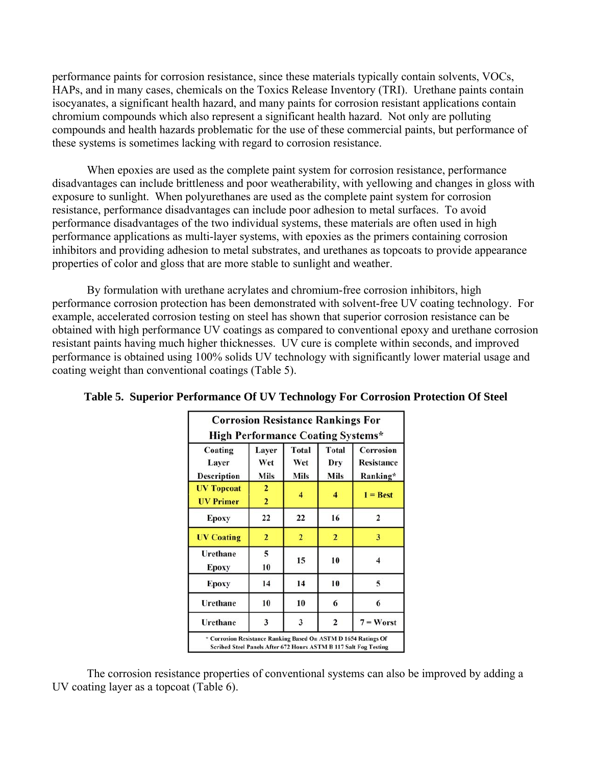performance paints for corrosion resistance, since these materials typically contain solvents, VOCs, HAPs, and in many cases, chemicals on the Toxics Release Inventory (TRI). Urethane paints contain isocyanates, a significant health hazard, and many paints for corrosion resistant applications contain chromium compounds which also represent a significant health hazard. Not only are polluting compounds and health hazards problematic for the use of these commercial paints, but performance of these systems is sometimes lacking with regard to corrosion resistance.

When epoxies are used as the complete paint system for corrosion resistance, performance disadvantages can include brittleness and poor weatherability, with yellowing and changes in gloss with exposure to sunlight. When polyurethanes are used as the complete paint system for corrosion resistance, performance disadvantages can include poor adhesion to metal surfaces. To avoid performance disadvantages of the two individual systems, these materials are often used in high performance applications as multi-layer systems, with epoxies as the primers containing corrosion inhibitors and providing adhesion to metal substrates, and urethanes as topcoats to provide appearance properties of color and gloss that are more stable to sunlight and weather.

By formulation with urethane acrylates and chromium-free corrosion inhibitors, high performance corrosion protection has been demonstrated with solvent-free UV coating technology. For example, accelerated corrosion testing on steel has shown that superior corrosion resistance can be obtained with high performance UV coatings as compared to conventional epoxy and urethane corrosion resistant paints having much higher thicknesses. UV cure is complete within seconds, and improved performance is obtained using 100% solids UV technology with significantly lower material usage and coating weight than conventional coatings (Table 5).

**Table 5. Superior Performance Of UV Technology For Corrosion Protection Of Steel**

| Corrosion Resistance Rankings For High Performance Coating Systems* | | | | |
|---|---|---|---|---|
| Coating Layer Description | Layer Wet Mils | Total Wet Mils | Total Dry Mils | Corrosion Resistance Ranking* |
| UV Topcoat<br>UV Primer | 2<br>2 | 4 | 4 | 1 = Best |
| Epoxy | 22 | 22 | 16 | 2 |
| UV Coating | 2 | 2 | 2 | 3 |
| Urethane<br>Epoxy | 5<br>10 | 15 | 10 | 4 |
| Epoxy | 14 | 14 | 10 | 5 |
| Urethane | 10 | 10 | 6 | 6 |
| Urethane | 3 | 3 | 2 | 7 = Worst |

\* Corrosion Resistance Ranking Based On ASTM D 1654 Ratings Of Scribed Steel Panels After 672 Hours ASTM B 117 Salt Fog Testing

The corrosion resistance properties of conventional systems can also be improved by adding a UV coating layer as a topcoat (Table 6).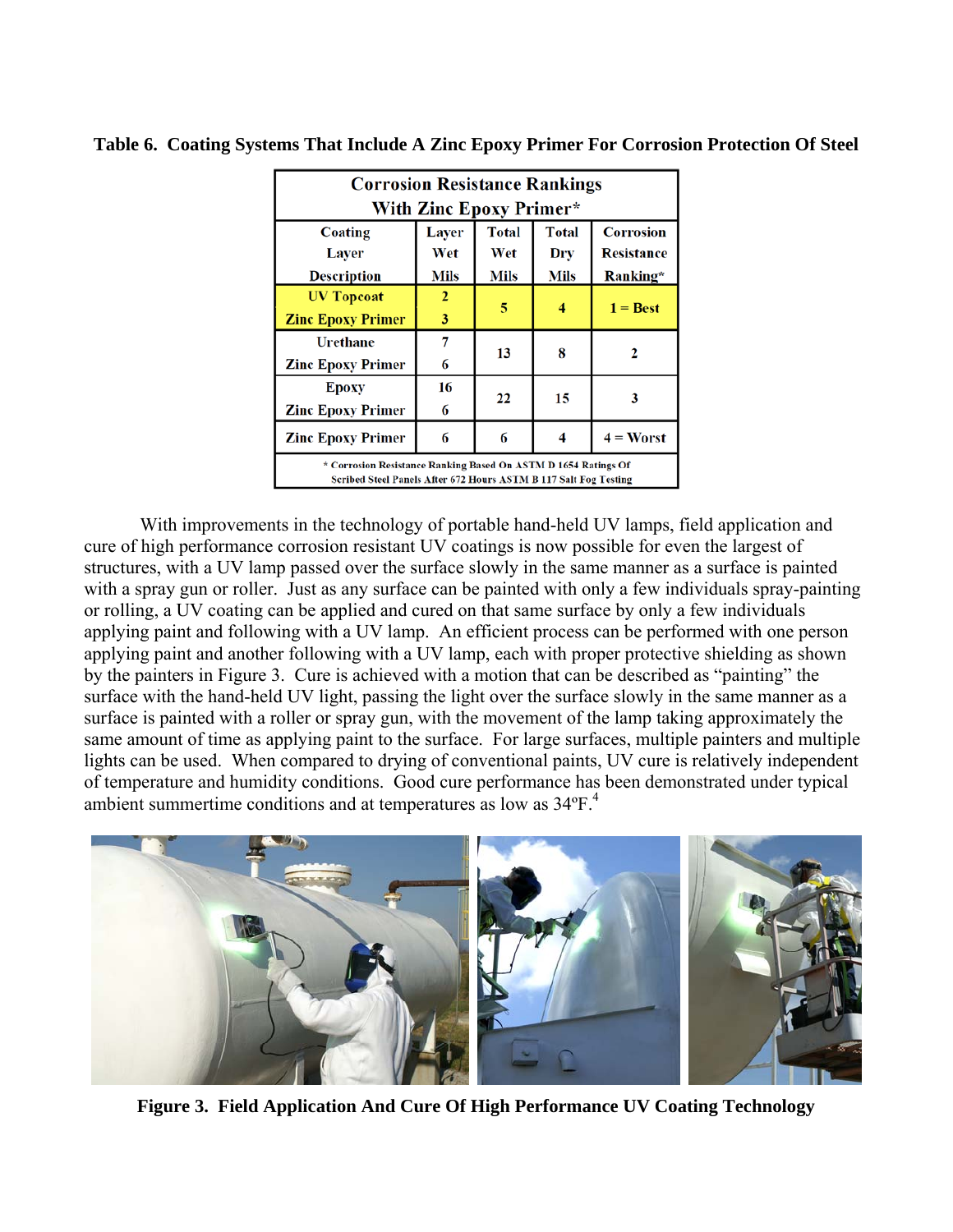**Table 6. Coating Systems That Include A Zinc Epoxy Primer For Corrosion Protection Of Steel**

| Corrosion Resistance Rankings With Zinc Epoxy Primer* | | | | |
|---|---|---|---|---|
| Coating Layer Description | Layer Wet Mils | Total Wet Mils | Total Dry Mils | Corrosion Resistance Ranking* |
| UV Topcoat<br>Zinc Epoxy Primer | 2<br>3 | 5 | 4 | 1 = Best |
| Urethane<br>Zinc Epoxy Primer | 7<br>6 | 13 | 8 | 2 |
| Epoxy<br>Zinc Epoxy Primer | 16<br>6 | 22 | 15 | 3 |
| Zinc Epoxy Primer | 6 | 6 | 4 | 4 = Worst |
| * Corrosion Resistance Ranking Based On ASTM D 1654 Ratings Of Scribed Steel Panels After 672 Hours ASTM B 117 Salt Fog Testing | | | | |

With improvements in the technology of portable hand-held UV lamps, field application and cure of high performance corrosion resistant UV coatings is now possible for even the largest of structures, with a UV lamp passed over the surface slowly in the same manner as a surface is painted with a spray gun or roller. Just as any surface can be painted with only a few individuals spray-painting or rolling, a UV coating can be applied and cured on that same surface by only a few individuals applying paint and following with a UV lamp. An efficient process can be performed with one person applying paint and another following with a UV lamp, each with proper protective shielding as shown by the painters in Figure 3. Cure is achieved with a motion that can be described as "painting" the surface with the hand-held UV light, passing the light over the surface slowly in the same manner as a surface is painted with a roller or spray gun, with the movement of the lamp taking approximately the same amount of time as applying paint to the surface. For large surfaces, multiple painters and multiple lights can be used. When compared to drying of conventional paints, UV cure is relatively independent of temperature and humidity conditions. Good cure performance has been demonstrated under typical ambient summertime conditions and at temperatures as low as 34ºF.[4]

**Figure 3. Field Application And Cure Of High Performance UV Coating Technology**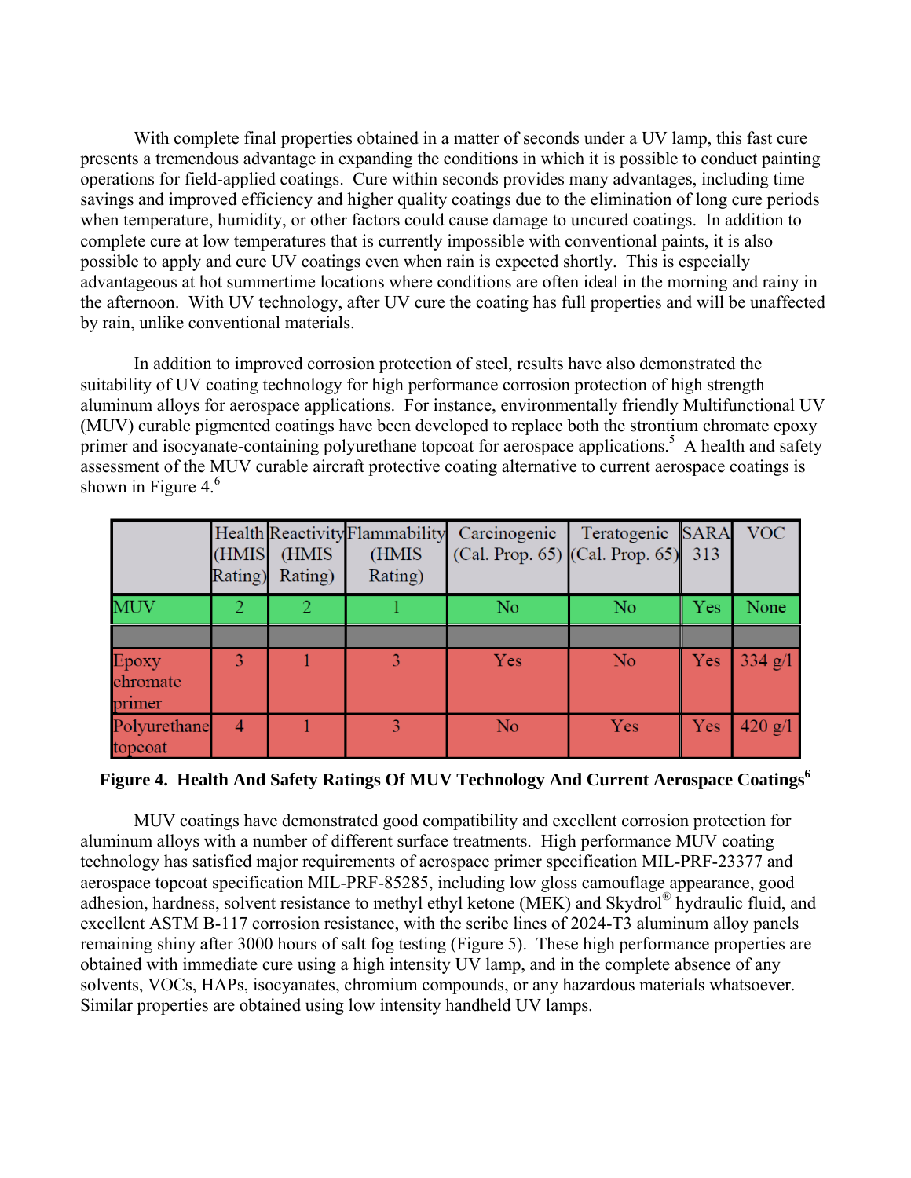With complete final properties obtained in a matter of seconds under a UV lamp, this fast cure presents a tremendous advantage in expanding the conditions in which it is possible to conduct painting operations for field-applied coatings. Cure within seconds provides many advantages, including time savings and improved efficiency and higher quality coatings due to the elimination of long cure periods when temperature, humidity, or other factors could cause damage to uncured coatings. In addition to complete cure at low temperatures that is currently impossible with conventional paints, it is also possible to apply and cure UV coatings even when rain is expected shortly. This is especially advantageous at hot summertime locations where conditions are often ideal in the morning and rainy in the afternoon. With UV technology, after UV cure the coating has full properties and will be unaffected by rain, unlike conventional materials.

In addition to improved corrosion protection of steel, results have also demonstrated the suitability of UV coating technology for high performance corrosion protection of high strength aluminum alloys for aerospace applications. For instance, environmentally friendly Multifunctional UV (MUV) curable pigmented coatings have been developed to replace both the strontium chromate epoxy primer and isocyanate-containing polyurethane topcoat for aerospace applications.[5] A health and safety assessment of the MUV curable aircraft protective coating alternative to current aerospace coatings is shown in Figure 4.[6]

| | Health (HMIS Rating) | Reactivity (HMIS Rating) | Flammability (HMIS Rating) | Carcinogenic (Cal. Prop. 65) | Teratogenic (Cal. Prop. 65) | SARA 313 | VOC |
|---|---|---|---|---|---|---|---|
| MUV | 2 | 2 | 1 | No | No | Yes | None |
| | | | | | | | |
| Epoxy chromate primer | 3 | 1 | 3 | Yes | No | Yes | 334 g/l |
| Polyurethane topcoat | 4 | 1 | 3 | No | Yes | Yes | 420 g/l |

**Figure 4. Health And Safety Ratings Of MUV Technology And Current Aerospace Coatings[6]**

MUV coatings have demonstrated good compatibility and excellent corrosion protection for aluminum alloys with a number of different surface treatments. High performance MUV coating technology has satisfied major requirements of aerospace primer specification MIL-PRF-23377 and aerospace topcoat specification MIL-PRF-85285, including low gloss camouflage appearance, good adhesion, hardness, solvent resistance to methyl ethyl ketone (MEK) and Skydrol® hydraulic fluid, and excellent ASTM B-117 corrosion resistance, with the scribe lines of 2024-T3 aluminum alloy panels remaining shiny after 3000 hours of salt fog testing (Figure 5). These high performance properties are obtained with immediate cure using a high intensity UV lamp, and in the complete absence of any solvents, VOCs, HAPs, isocyanates, chromium compounds, or any hazardous materials whatsoever. Similar properties are obtained using low intensity handheld UV lamps.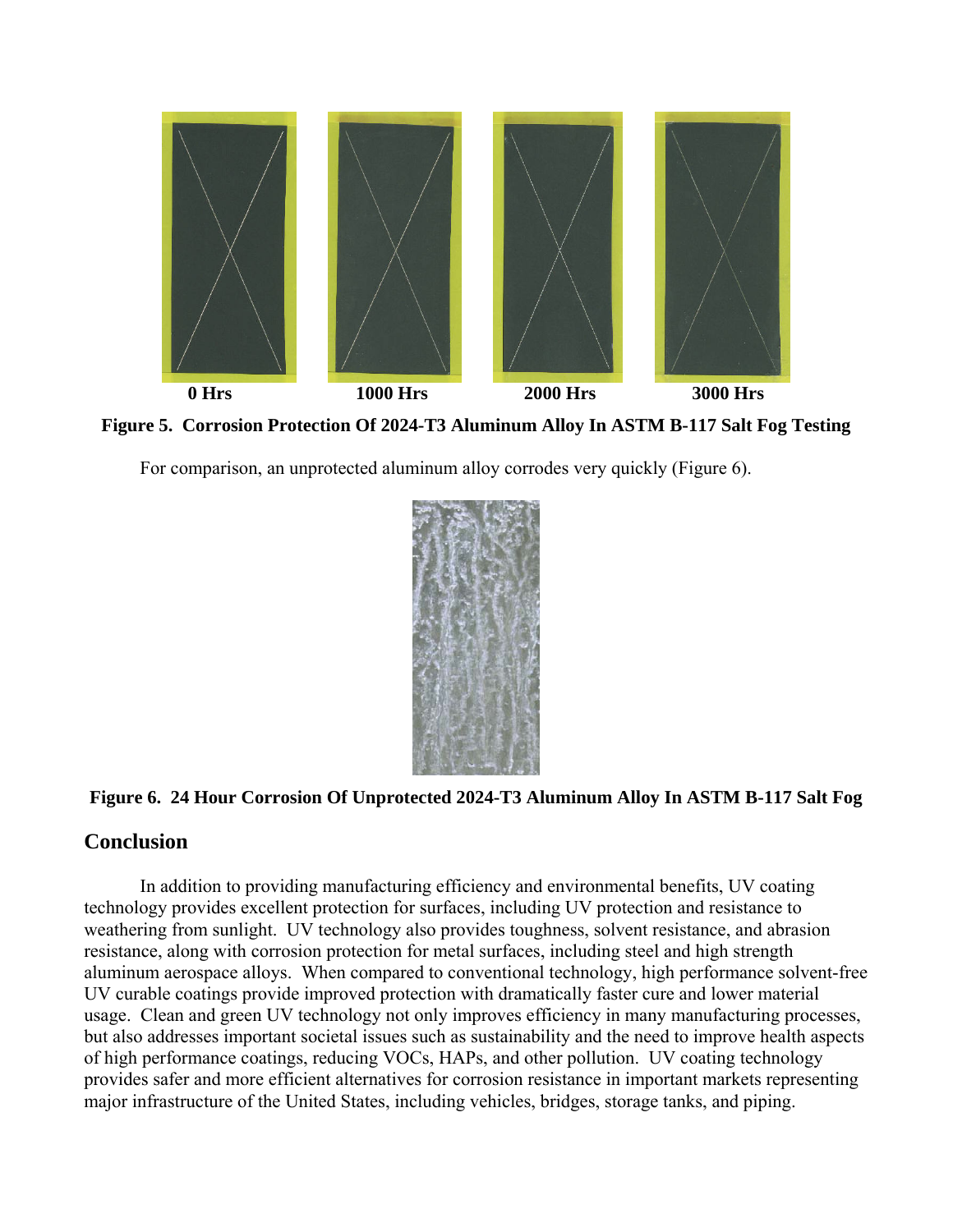0 Hrs 1000 Hrs 2000 Hrs 3000 Hrs

**Figure 5. Corrosion Protection Of 2024-T3 Aluminum Alloy In ASTM B-117 Salt Fog Testing**

For comparison, an unprotected aluminum alloy corrodes very quickly (Figure 6).

**Figure 6. 24 Hour Corrosion Of Unprotected 2024-T3 Aluminum Alloy In ASTM B-117 Salt Fog**

## Conclusion

In addition to providing manufacturing efficiency and environmental benefits, UV coating technology provides excellent protection for surfaces, including UV protection and resistance to weathering from sunlight. UV technology also provides toughness, solvent resistance, and abrasion resistance, along with corrosion protection for metal surfaces, including steel and high strength aluminum aerospace alloys. When compared to conventional technology, high performance solvent-free UV curable coatings provide improved protection with dramatically faster cure and lower material usage. Clean and green UV technology not only improves efficiency in many manufacturing processes, but also addresses important societal issues such as sustainability and the need to improve health aspects of high performance coatings, reducing VOCs, HAPs, and other pollution. UV coating technology provides safer and more efficient alternatives for corrosion resistance in important markets representing major infrastructure of the United States, including vehicles, bridges, storage tanks, and piping.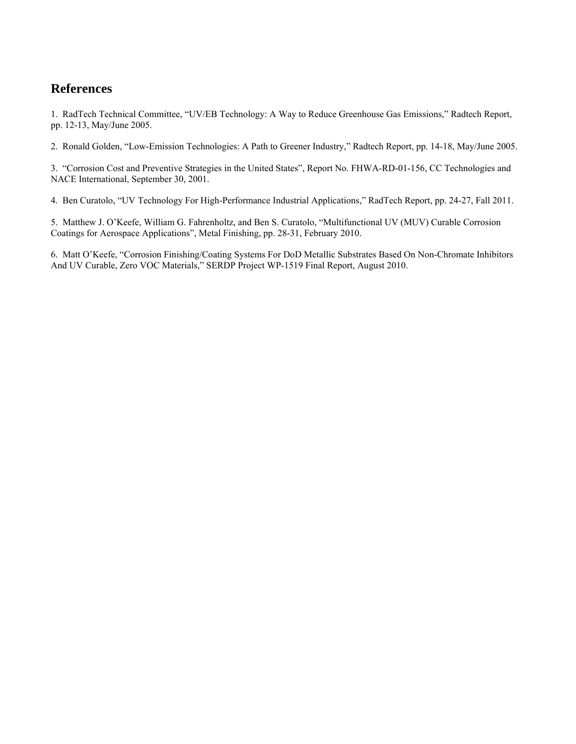## References

1. RadTech Technical Committee, "UV/EB Technology: A Way to Reduce Greenhouse Gas Emissions," Radtech Report, pp. 12-13, May/June 2005.

2. Ronald Golden, "Low-Emission Technologies: A Path to Greener Industry," Radtech Report, pp. 14-18, May/June 2005.

3. "Corrosion Cost and Preventive Strategies in the United States", Report No. FHWA-RD-01-156, CC Technologies and NACE International, September 30, 2001.

4. Ben Curatolo, "UV Technology For High-Performance Industrial Applications," RadTech Report, pp. 24-27, Fall 2011.

5. Matthew J. O'Keefe, William G. Fahrenholtz, and Ben S. Curatolo, "Multifunctional UV (MUV) Curable Corrosion Coatings for Aerospace Applications", Metal Finishing, pp. 28-31, February 2010.

6. Matt O'Keefe, "Corrosion Finishing/Coating Systems For DoD Metallic Substrates Based On Non-Chromate Inhibitors And UV Curable, Zero VOC Materials," SERDP Project WP-1519 Final Report, August 2010.